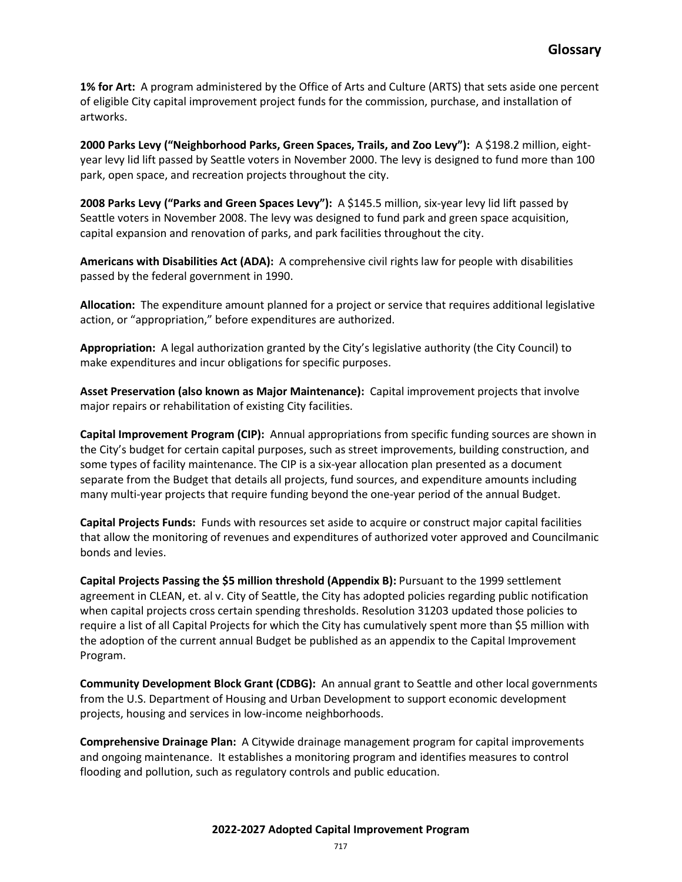# Glossary

**1% for Art:** A program administered by the Office of Arts and Culture (ARTS) that sets aside one percent of eligible City capital improvement project funds for the commission, purchase, and installation of artworks.

**2000 Parks Levy ("Neighborhood Parks, Green Spaces, Trails, and Zoo Levy"):** A $198.2 million, eight-year levy lid lift passed by Seattle voters in November 2000. The levy is designed to fund more than 100 park, open space, and recreation projects throughout the city.

**2008 Parks Levy ("Parks and Green Spaces Levy"):** A $145.5 million, six-year levy lid lift passed by Seattle voters in November 2008. The levy was designed to fund park and green space acquisition, capital expansion and renovation of parks, and park facilities throughout the city.

**Americans with Disabilities Act (ADA):** A comprehensive civil rights law for people with disabilities passed by the federal government in 1990.

**Allocation:** The expenditure amount planned for a project or service that requires additional legislative action, or "appropriation," before expenditures are authorized.

**Appropriation:** A legal authorization granted by the City's legislative authority (the City Council) to make expenditures and incur obligations for specific purposes.

**Asset Preservation (also known as Major Maintenance):** Capital improvement projects that involve major repairs or rehabilitation of existing City facilities.

**Capital Improvement Program (CIP):** Annual appropriations from specific funding sources are shown in the City's budget for certain capital purposes, such as street improvements, building construction, and some types of facility maintenance. The CIP is a six-year allocation plan presented as a document separate from the Budget that details all projects, fund sources, and expenditure amounts including many multi-year projects that require funding beyond the one-year period of the annual Budget.

**Capital Projects Funds:** Funds with resources set aside to acquire or construct major capital facilities that allow the monitoring of revenues and expenditures of authorized voter approved and Councilmanic bonds and levies.

**Capital Projects Passing the $5 million threshold (Appendix B):** Pursuant to the 1999 settlement agreement in CLEAN, et. al v. City of Seattle, the City has adopted policies regarding public notification when capital projects cross certain spending thresholds. Resolution 31203 updated those policies to require a list of all Capital Projects for which the City has cumulatively spent more than $5 million with the adoption of the current annual Budget be published as an appendix to the Capital Improvement Program.

**Community Development Block Grant (CDBG):** An annual grant to Seattle and other local governments from the U.S. Department of Housing and Urban Development to support economic development projects, housing and services in low-income neighborhoods.

**Comprehensive Drainage Plan:** A Citywide drainage management program for capital improvements and ongoing maintenance. It establishes a monitoring program and identifies measures to control flooding and pollution, such as regulatory controls and public education.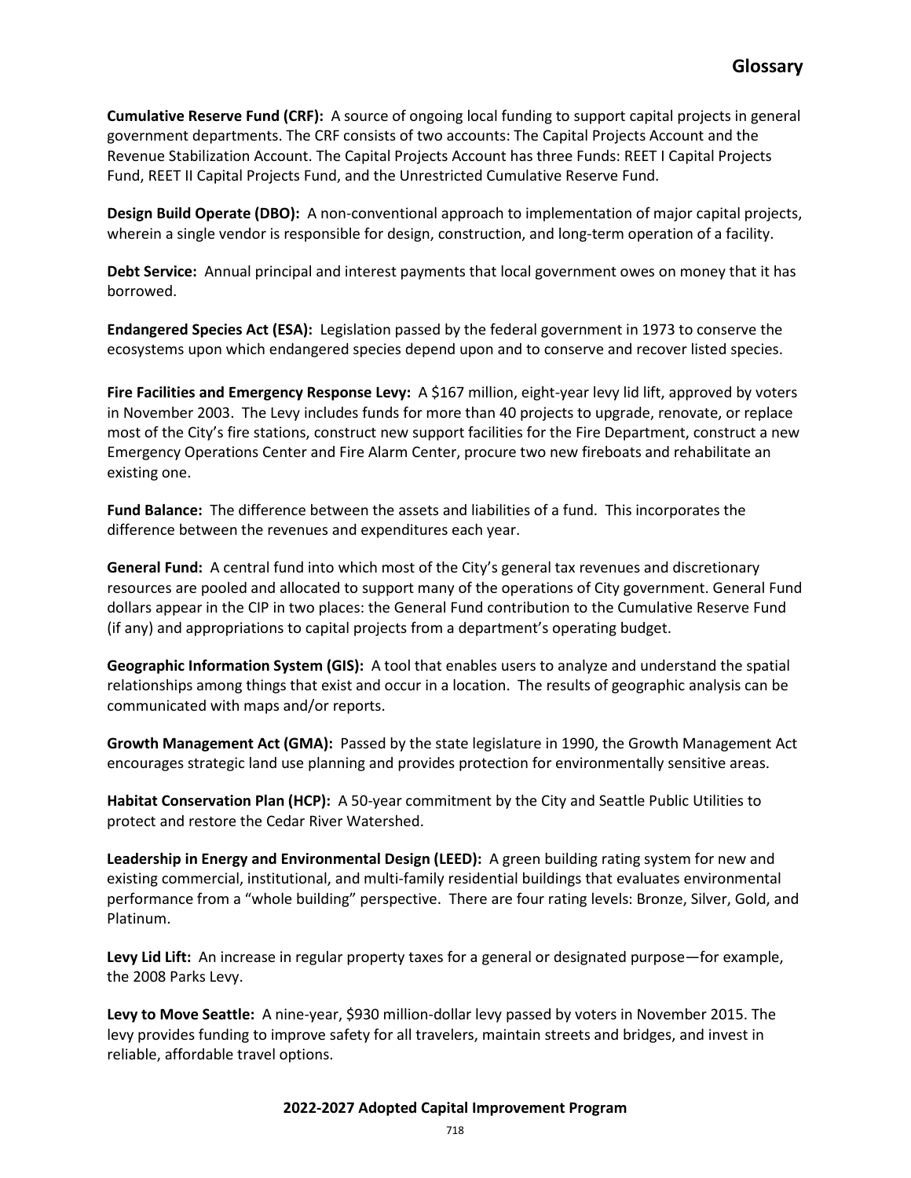**Cumulative Reserve Fund (CRF):** A source of ongoing local funding to support capital projects in general government departments. The CRF consists of two accounts: The Capital Projects Account and the Revenue Stabilization Account. The Capital Projects Account has three Funds: REET I Capital Projects Fund, REET II Capital Projects Fund, and the Unrestricted Cumulative Reserve Fund.

**Design Build Operate (DBO):** A non-conventional approach to implementation of major capital projects, wherein a single vendor is responsible for design, construction, and long-term operation of a facility.

**Debt Service:** Annual principal and interest payments that local government owes on money that it has borrowed.

**Endangered Species Act (ESA):** Legislation passed by the federal government in 1973 to conserve the ecosystems upon which endangered species depend upon and to conserve and recover listed species.

**Fire Facilities and Emergency Response Levy:** A $167 million, eight-year levy lid lift, approved by voters in November 2003. The Levy includes funds for more than 40 projects to upgrade, renovate, or replace most of the City's fire stations, construct new support facilities for the Fire Department, construct a new Emergency Operations Center and Fire Alarm Center, procure two new fireboats and rehabilitate an existing one.

**Fund Balance:** The difference between the assets and liabilities of a fund. This incorporates the difference between the revenues and expenditures each year.

**General Fund:** A central fund into which most of the City's general tax revenues and discretionary resources are pooled and allocated to support many of the operations of City government. General Fund dollars appear in the CIP in two places: the General Fund contribution to the Cumulative Reserve Fund (if any) and appropriations to capital projects from a department's operating budget.

**Geographic Information System (GIS):** A tool that enables users to analyze and understand the spatial relationships among things that exist and occur in a location. The results of geographic analysis can be communicated with maps and/or reports.

**Growth Management Act (GMA):** Passed by the state legislature in 1990, the Growth Management Act encourages strategic land use planning and provides protection for environmentally sensitive areas.

**Habitat Conservation Plan (HCP):** A 50-year commitment by the City and Seattle Public Utilities to protect and restore the Cedar River Watershed.

**Leadership in Energy and Environmental Design (LEED):** A green building rating system for new and existing commercial, institutional, and multi-family residential buildings that evaluates environmental performance from a "whole building" perspective. There are four rating levels: Bronze, Silver, Gold, and Platinum.

**Levy Lid Lift:** An increase in regular property taxes for a general or designated purpose—for example, the 2008 Parks Levy.

**Levy to Move Seattle:** A nine-year, $930 million-dollar levy passed by voters in November 2015. The levy provides funding to improve safety for all travelers, maintain streets and bridges, and invest in reliable, affordable travel options.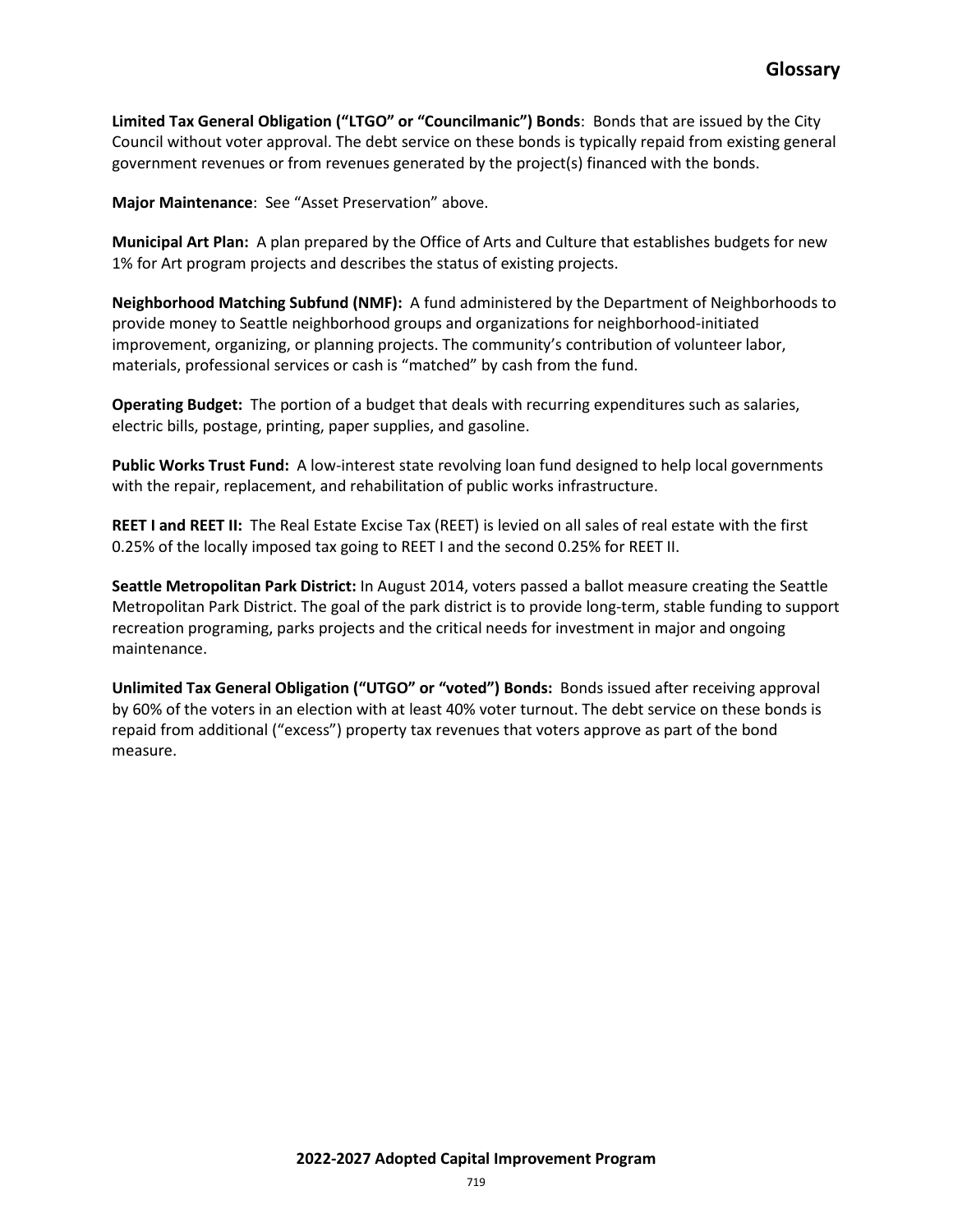**Limited Tax General Obligation ("LTGO" or "Councilmanic") Bonds**: Bonds that are issued by the City Council without voter approval. The debt service on these bonds is typically repaid from existing general government revenues or from revenues generated by the project(s) financed with the bonds.

**Major Maintenance**: See "Asset Preservation" above.

**Municipal Art Plan:** A plan prepared by the Office of Arts and Culture that establishes budgets for new 1% for Art program projects and describes the status of existing projects.

**Neighborhood Matching Subfund (NMF):** A fund administered by the Department of Neighborhoods to provide money to Seattle neighborhood groups and organizations for neighborhood-initiated improvement, organizing, or planning projects. The community's contribution of volunteer labor, materials, professional services or cash is "matched" by cash from the fund.

**Operating Budget:** The portion of a budget that deals with recurring expenditures such as salaries, electric bills, postage, printing, paper supplies, and gasoline.

**Public Works Trust Fund:** A low-interest state revolving loan fund designed to help local governments with the repair, replacement, and rehabilitation of public works infrastructure.

**REET I and REET II:** The Real Estate Excise Tax (REET) is levied on all sales of real estate with the first 0.25% of the locally imposed tax going to REET I and the second 0.25% for REET II.

**Seattle Metropolitan Park District:** In August 2014, voters passed a ballot measure creating the Seattle Metropolitan Park District. The goal of the park district is to provide long-term, stable funding to support recreation programing, parks projects and the critical needs for investment in major and ongoing maintenance.

**Unlimited Tax General Obligation ("UTGO" or "voted") Bonds:** Bonds issued after receiving approval by 60% of the voters in an election with at least 40% voter turnout. The debt service on these bonds is repaid from additional ("excess") property tax revenues that voters approve as part of the bond measure.